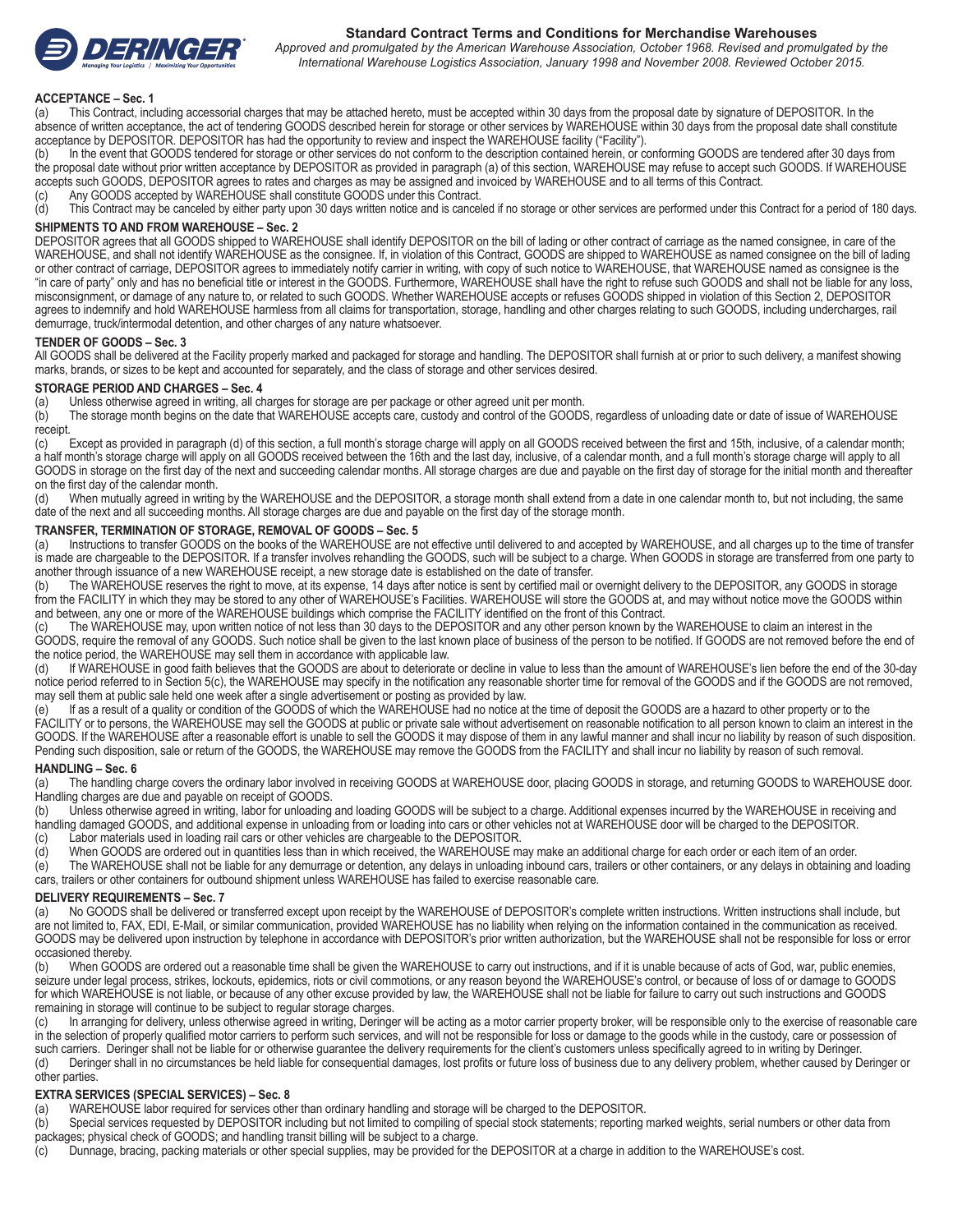## Standard Contract Terms and Conditions for Merchandise Warehouses

*Approved and promulgated by the American Warehouse Association, October 1968. Revised and promulgated by the International Warehouse Logistics Association, January 1998 and November 2008. Reviewed October 2015.*

### ACCEPTANCE – Sec. 1

(a) This Contract, including accessorial charges that may be attached hereto, must be accepted within 30 days from the proposal date by signature of DEPOSITOR. In the absence of written acceptance, the act of tendering GOODS described herein for storage or other services by WAREHOUSE within 30 days from the proposal date shall constitute acceptance by DEPOSITOR. DEPOSITOR has had the opportunity to review and inspect the WAREHOUSE facility ("Facility").

(b) In the event that GOODS tendered for storage or other services do not conform to the description contained herein, or conforming GOODS are tendered after 30 days from the proposal date without prior written acceptance by DEPOSITOR as provided in paragraph (a) of this section, WAREHOUSE may refuse to accept such GOODS. If WAREHOUSE accepts such GOODS, DEPOSITOR agrees to rates and charges as may be assigned and invoiced by WAREHOUSE and to all terms of this Contract.

(c) Any GOODS accepted by WAREHOUSE shall constitute GOODS under this Contract.

(d) This Contract may be canceled by either party upon 30 days written notice and is canceled if no storage or other services are performed under this Contract for a period of 180 days.

### SHIPMENTS TO AND FROM WAREHOUSE – Sec. 2

DEPOSITOR agrees that all GOODS shipped to WAREHOUSE shall identify DEPOSITOR on the bill of lading or other contract of carriage as the named consignee, in care of the WAREHOUSE, and shall not identify WAREHOUSE as the consignee. If, in violation of this Contract, GOODS are shipped to WAREHOUSE as named consignee on the bill of lading or other contract of carriage, DEPOSITOR agrees to immediately notify carrier in writing, with copy of such notice to WAREHOUSE, that WAREHOUSE named as consignee is the "in care of party" only and has no beneficial title or interest in the GOODS. Furthermore, WAREHOUSE shall have the right to refuse such GOODS and shall not be liable for any loss, misconsignment, or damage of any nature to, or related to such GOODS. Whether WAREHOUSE accepts or refuses GOODS shipped in violation of this Section 2, DEPOSITOR agrees to indemnify and hold WAREHOUSE harmless from all claims for transportation, storage, handling and other charges relating to such GOODS, including undercharges, rail demurrage, truck/intermodal detention, and other charges of any nature whatsoever.

### TENDER OF GOODS – Sec. 3

All GOODS shall be delivered at the Facility properly marked and packaged for storage and handling. The DEPOSITOR shall furnish at or prior to such delivery, a manifest showing marks, brands, or sizes to be kept and accounted for separately, and the class of storage and other services desired.

### STORAGE PERIOD AND CHARGES – Sec. 4

(a) Unless otherwise agreed in writing, all charges for storage are per package or other agreed unit per month.

(b) The storage month begins on the date that WAREHOUSE accepts care, custody and control of the GOODS, regardless of unloading date or date of issue of WAREHOUSE receipt.

(c) Except as provided in paragraph (d) of this section, a full month's storage charge will apply on all GOODS received between the first and 15th, inclusive, of a calendar month; a half month's storage charge will apply on all GOODS received between the 16th and the last day, inclusive, of a calendar month, and a full month's storage charge will apply to all GOODS in storage on the first day of the next and succeeding calendar months. All storage charges are due and payable on the first day of storage for the initial month and thereafter on the first day of the calendar month.

(d) When mutually agreed in writing by the WAREHOUSE and the DEPOSITOR, a storage month shall extend from a date in one calendar month to, but not including, the same date of the next and all succeeding months. All storage charges are due and payable on the first day of the storage month.

### TRANSFER, TERMINATION OF STORAGE, REMOVAL OF GOODS – Sec. 5

(a) Instructions to transfer GOODS on the books of the WAREHOUSE are not effective until delivered to and accepted by WAREHOUSE, and all charges up to the time of transfer is made are chargeable to the DEPOSITOR. If a transfer involves rehandling the GOODS, such will be subject to a charge. When GOODS in storage are transferred from one party to another through issuance of a new WAREHOUSE receipt, a new storage date is established on the date of transfer.

(b) The WAREHOUSE reserves the right to move, at its expense, 14 days after notice is sent by certified mail or overnight delivery to the DEPOSITOR, any GOODS in storage from the FACILITY in which they may be stored to any other of WAREHOUSE's Facilities. WAREHOUSE will store the GOODS at, and may without notice move the GOODS within and between, any one or more of the WAREHOUSE buildings which comprise the FACILITY identified on the front of this Contract.

(c) The WAREHOUSE may, upon written notice of not less than 30 days to the DEPOSITOR and any other person known by the WAREHOUSE to claim an interest in the GOODS, require the removal of any GOODS. Such notice shall be given to the last known place of business of the person to be notified. If GOODS are not removed before the end of the notice period, the WAREHOUSE may sell them in accordance with applicable law.

(d) If WAREHOUSE in good faith believes that the GOODS are about to deteriorate or decline in value to less than the amount of WAREHOUSE's lien before the end of the 30-day notice period referred to in Section 5(c), the WAREHOUSE may specify in the notification any reasonable shorter time for removal of the GOODS and if the GOODS are not removed, may sell them at public sale held one week after a single advertisement or posting as provided by law.

(e) If as a result of a quality or condition of the GOODS of which the WAREHOUSE had no notice at the time of deposit the GOODS are a hazard to other property or to the FACILITY or to persons, the WAREHOUSE may sell the GOODS at public or private sale without advertisement on reasonable notification to all person known to claim an interest in the GOODS. If the WAREHOUSE after a reasonable effort is unable to sell the GOODS it may dispose of them in any lawful manner and shall incur no liability by reason of such disposition. Pending such disposition, sale or return of the GOODS, the WAREHOUSE may remove the GOODS from the FACILITY and shall incur no liability by reason of such removal.

### HANDLING – Sec. 6

(a) The handling charge covers the ordinary labor involved in receiving GOODS at WAREHOUSE door, placing GOODS in storage, and returning GOODS to WAREHOUSE door. Handling charges are due and payable on receipt of GOODS.

(b) Unless otherwise agreed in writing, labor for unloading and loading GOODS will be subject to a charge. Additional expenses incurred by the WAREHOUSE in receiving and handling damaged GOODS, and additional expense in unloading from or loading into cars or other vehicles not at WAREHOUSE door will be charged to the DEPOSITOR.

(c) Labor materials used in loading rail cars or other vehicles are chargeable to the DEPOSITOR.

(d) When GOODS are ordered out in quantities less than in which received, the WAREHOUSE may make an additional charge for each order or each item of an order.

(e) The WAREHOUSE shall not be liable for any demurrage or detention, any delays in unloading inbound cars, trailers or other containers, or any delays in obtaining and loading cars, trailers or other containers for outbound shipment unless WAREHOUSE has failed to exercise reasonable care.

### DELIVERY REQUIREMENTS – Sec. 7

(a) No GOODS shall be delivered or transferred except upon receipt by the WAREHOUSE of DEPOSITOR's complete written instructions. Written instructions shall include, but are not limited to, FAX, EDI, E-Mail, or similar communication, provided WAREHOUSE has no liability when relying on the information contained in the communication as received. GOODS may be delivered upon instruction by telephone in accordance with DEPOSITOR's prior written authorization, but the WAREHOUSE shall not be responsible for loss or error occasioned thereby.

(b) When GOODS are ordered out a reasonable time shall be given the WAREHOUSE to carry out instructions, and if it is unable because of acts of God, war, public enemies, seizure under legal process, strikes, lockouts, epidemics, riots or civil commotions, or any reason beyond the WAREHOUSE's control, or because of loss of or damage to GOODS for which WAREHOUSE is not liable, or because of any other excuse provided by law, the WAREHOUSE shall not be liable for failure to carry out such instructions and GOODS remaining in storage will continue to be subject to regular storage charges.

(c) In arranging for delivery, unless otherwise agreed in writing, Deringer will be acting as a motor carrier property broker, will be responsible only to the exercise of reasonable care in the selection of properly qualified motor carriers to perform such services, and will not be responsible for loss or damage to the goods while in the custody, care or possession of such carriers. Deringer shall not be liable for or otherwise guarantee the delivery requirements for the client's customers unless specifically agreed to in writing by Deringer.

(d) Deringer shall in no circumstances be held liable for consequential damages, lost profits or future loss of business due to any delivery problem, whether caused by Deringer or other parties.

### EXTRA SERVICES (SPECIAL SERVICES) – Sec. 8

(a) WAREHOUSE labor required for services other than ordinary handling and storage will be charged to the DEPOSITOR.

(b) Special services requested by DEPOSITOR including but not limited to compiling of special stock statements; reporting marked weights, serial numbers or other data from packages; physical check of GOODS; and handling transit billing will be subject to a charge.

(c) Dunnage, bracing, packing materials or other special supplies, may be provided for the DEPOSITOR at a charge in addition to the WAREHOUSE's cost.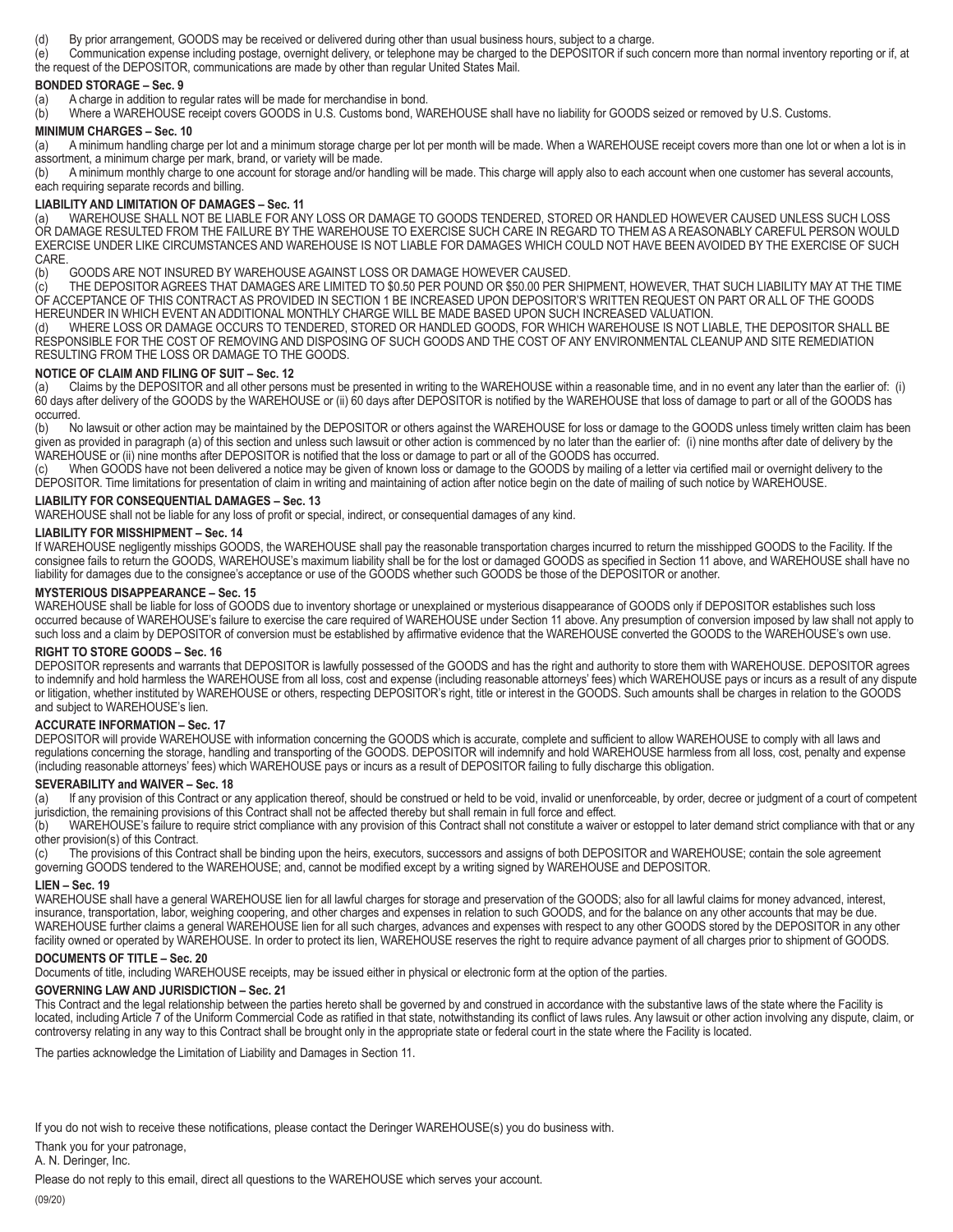(d) By prior arrangement, GOODS may be received or delivered during other than usual business hours, subject to a charge.

(e) Communication expense including postage, overnight delivery, or telephone may be charged to the DEPOSITOR if such concern more than normal inventory reporting or if, at the request of the DEPOSITOR, communications are made by other than regular United States Mail.

**BONDED STORAGE – Sec. 9**

(a) A charge in addition to regular rates will be made for merchandise in bond.

(b) Where a WAREHOUSE receipt covers GOODS in U.S. Customs bond, WAREHOUSE shall have no liability for GOODS seized or removed by U.S. Customs.

**MINIMUM CHARGES – Sec. 10**

(a) A minimum handling charge per lot and a minimum storage charge per lot per month will be made. When a WAREHOUSE receipt covers more than one lot or when a lot is in assortment, a minimum charge per mark, brand, or variety will be made.

(b) A minimum monthly charge to one account for storage and/or handling will be made. This charge will apply also to each account when one customer has several accounts, each requiring separate records and billing.

**LIABILITY AND LIMITATION OF DAMAGES – Sec. 11**

(a) WAREHOUSE SHALL NOT BE LIABLE FOR ANY LOSS OR DAMAGE TO GOODS TENDERED, STORED OR HANDLED HOWEVER CAUSED UNLESS SUCH LOSS OR DAMAGE RESULTED FROM THE FAILURE BY THE WAREHOUSE TO EXERCISE SUCH CARE IN REGARD TO THEM AS A REASONABLY CAREFUL PERSON WOULD EXERCISE UNDER LIKE CIRCUMSTANCES AND WAREHOUSE IS NOT LIABLE FOR DAMAGES WHICH COULD NOT HAVE BEEN AVOIDED BY THE EXERCISE OF SUCH CARE.

(b) GOODS ARE NOT INSURED BY WAREHOUSE AGAINST LOSS OR DAMAGE HOWEVER CAUSED.

(c) THE DEPOSITOR AGREES THAT DAMAGES ARE LIMITED TO $0.50 PER POUND OR $50.00 PER SHIPMENT, HOWEVER, THAT SUCH LIABILITY MAY AT THE TIME OF ACCEPTANCE OF THIS CONTRACT AS PROVIDED IN SECTION 1 BE INCREASED UPON DEPOSITOR'S WRITTEN REQUEST ON PART OR ALL OF THE GOODS HEREUNDER IN WHICH EVENT AN ADDITIONAL MONTHLY CHARGE WILL BE MADE BASED UPON SUCH INCREASED VALUATION.

(d) WHERE LOSS OR DAMAGE OCCURS TO TENDERED, STORED OR HANDLED GOODS, FOR WHICH WAREHOUSE IS NOT LIABLE, THE DEPOSITOR SHALL BE RESPONSIBLE FOR THE COST OF REMOVING AND DISPOSING OF SUCH GOODS AND THE COST OF ANY ENVIRONMENTAL CLEANUP AND SITE REMEDIATION RESULTING FROM THE LOSS OR DAMAGE TO THE GOODS.

**NOTICE OF CLAIM AND FILING OF SUIT – Sec. 12**

(a) Claims by the DEPOSITOR and all other persons must be presented in writing to the WAREHOUSE within a reasonable time, and in no event any later than the earlier of: (i) 60 days after delivery of the GOODS by the WAREHOUSE or (ii) 60 days after DEPOSITOR is notified by the WAREHOUSE that loss of damage to part or all of the GOODS has occurred.

(b) No lawsuit or other action may be maintained by the DEPOSITOR or others against the WAREHOUSE for loss or damage to the GOODS unless timely written claim has been given as provided in paragraph (a) of this section and unless such lawsuit or other action is commenced by no later than the earlier of: (i) nine months after date of delivery by the WAREHOUSE or (ii) nine months after DEPOSITOR is notified that the loss or damage to part or all of the GOODS has occurred.

(c) When GOODS have not been delivered a notice may be given of known loss or damage to the GOODS by mailing of a letter via certified mail or overnight delivery to the DEPOSITOR. Time limitations for presentation of claim in writing and maintaining of action after notice begin on the date of mailing of such notice by WAREHOUSE.

**LIABILITY FOR CONSEQUENTIAL DAMAGES – Sec. 13**

WAREHOUSE shall not be liable for any loss of profit or special, indirect, or consequential damages of any kind.

**LIABILITY FOR MISSHIPMENT – Sec. 14**

If WAREHOUSE negligently misships GOODS, the WAREHOUSE shall pay the reasonable transportation charges incurred to return the misshipped GOODS to the Facility. If the consignee fails to return the GOODS, WAREHOUSE's maximum liability shall be for the lost or damaged GOODS as specified in Section 11 above, and WAREHOUSE shall have no liability for damages due to the consignee's acceptance or use of the GOODS whether such GOODS be those of the DEPOSITOR or another.

**MYSTERIOUS DISAPPEARANCE – Sec. 15**

WAREHOUSE shall be liable for loss of GOODS due to inventory shortage or unexplained or mysterious disappearance of GOODS only if DEPOSITOR establishes such loss occurred because of WAREHOUSE's failure to exercise the care required of WAREHOUSE under Section 11 above. Any presumption of conversion imposed by law shall not apply to such loss and a claim by DEPOSITOR of conversion must be established by affirmative evidence that the WAREHOUSE converted the GOODS to the WAREHOUSE's own use.

**RIGHT TO STORE GOODS – Sec. 16**

DEPOSITOR represents and warrants that DEPOSITOR is lawfully possessed of the GOODS and has the right and authority to store them with WAREHOUSE. DEPOSITOR agrees to indemnify and hold harmless the WAREHOUSE from all loss, cost and expense (including reasonable attorneys' fees) which WAREHOUSE pays or incurs as a result of any dispute or litigation, whether instituted by WAREHOUSE or others, respecting DEPOSITOR's right, title or interest in the GOODS. Such amounts shall be charges in relation to the GOODS and subject to WAREHOUSE's lien.

**ACCURATE INFORMATION – Sec. 17**

DEPOSITOR will provide WAREHOUSE with information concerning the GOODS which is accurate, complete and sufficient to allow WAREHOUSE to comply with all laws and regulations concerning the storage, handling and transporting of the GOODS. DEPOSITOR will indemnify and hold WAREHOUSE harmless from all loss, cost, penalty and expense (including reasonable attorneys' fees) which WAREHOUSE pays or incurs as a result of DEPOSITOR failing to fully discharge this obligation.

**SEVERABILITY and WAIVER – Sec. 18**

(a) If any provision of this Contract or any application thereof, should be construed or held to be void, invalid or unenforceable, by order, decree or judgment of a court of competent jurisdiction, the remaining provisions of this Contract shall not be affected thereby but shall remain in full force and effect.

(b) WAREHOUSE's failure to require strict compliance with any provision of this Contract shall not constitute a waiver or estoppel to later demand strict compliance with that or any other provision(s) of this Contract.

(c) The provisions of this Contract shall be binding upon the heirs, executors, successors and assigns of both DEPOSITOR and WAREHOUSE; contain the sole agreement governing GOODS tendered to the WAREHOUSE; and, cannot be modified except by a writing signed by WAREHOUSE and DEPOSITOR.

**LIEN – Sec. 19**

WAREHOUSE shall have a general WAREHOUSE lien for all lawful charges for storage and preservation of the GOODS; also for all lawful claims for money advanced, interest, insurance, transportation, labor, weighing coopering, and other charges and expenses in relation to such GOODS, and for the balance on any other accounts that may be due. WAREHOUSE further claims a general WAREHOUSE lien for all such charges, advances and expenses with respect to any other GOODS stored by the DEPOSITOR in any other facility owned or operated by WAREHOUSE. In order to protect its lien, WAREHOUSE reserves the right to require advance payment of all charges prior to shipment of GOODS.

**DOCUMENTS OF TITLE – Sec. 20**

Documents of title, including WAREHOUSE receipts, may be issued either in physical or electronic form at the option of the parties.

**GOVERNING LAW AND JURISDICTION – Sec. 21**

This Contract and the legal relationship between the parties hereto shall be governed by and construed in accordance with the substantive laws of the state where the Facility is located, including Article 7 of the Uniform Commercial Code as ratified in that state, notwithstanding its conflict of laws rules. Any lawsuit or other action involving any dispute, claim, or controversy relating in any way to this Contract shall be brought only in the appropriate state or federal court in the state where the Facility is located.

The parties acknowledge the Limitation of Liability and Damages in Section 11.

If you do not wish to receive these notifications, please contact the Deringer WAREHOUSE(s) you do business with.

Thank you for your patronage,
A. N. Deringer, Inc.

Please do not reply to this email, direct all questions to the WAREHOUSE which serves your account.

(09/20)